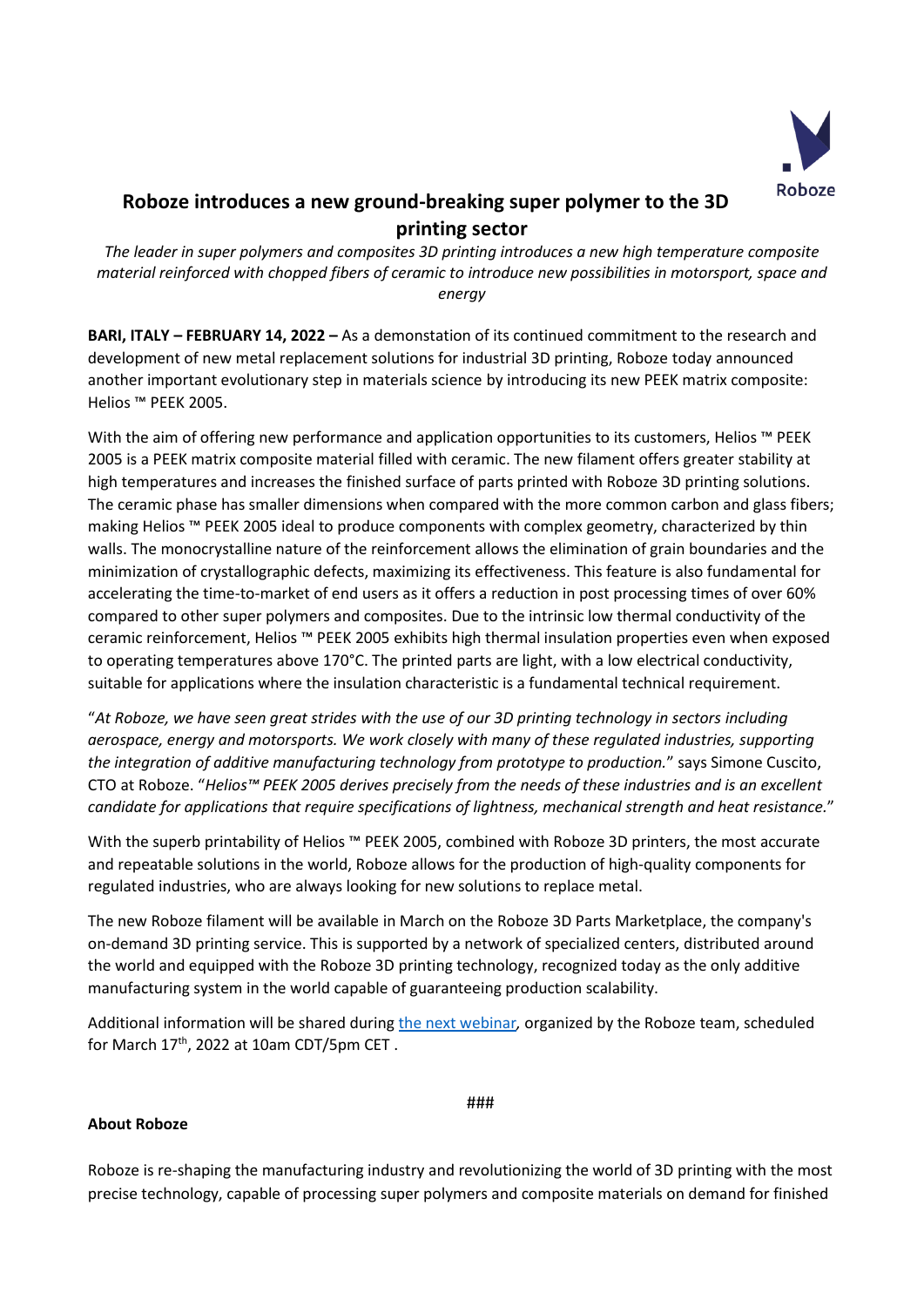# Roboze introduces a new ground-breaking super polymer to the 3D printing sector

*The leader in super polymers and composites 3D printing introduces a new high temperature composite material reinforced with chopped fibers of ceramic to introduce new possibilities in motorsport, space and energy*

**BARI, ITALY – FEBRUARY 14, 2022 –** As a demonstation of its continued commitment to the research and development of new metal replacement solutions for industrial 3D printing, Roboze today announced another important evolutionary step in materials science by introducing its new PEEK matrix composite: Helios ™ PEEK 2005.

With the aim of offering new performance and application opportunities to its customers, Helios ™ PEEK 2005 is a PEEK matrix composite material filled with ceramic. The new filament offers greater stability at high temperatures and increases the finished surface of parts printed with Roboze 3D printing solutions. The ceramic phase has smaller dimensions when compared with the more common carbon and glass fibers; making Helios ™ PEEK 2005 ideal to produce components with complex geometry, characterized by thin walls. The monocrystalline nature of the reinforcement allows the elimination of grain boundaries and the minimization of crystallographic defects, maximizing its effectiveness. This feature is also fundamental for accelerating the time-to-market of end users as it offers a reduction in post processing times of over 60% compared to other super polymers and composites. Due to the intrinsic low thermal conductivity of the ceramic reinforcement, Helios ™ PEEK 2005 exhibits high thermal insulation properties even when exposed to operating temperatures above 170°C. The printed parts are light, with a low electrical conductivity, suitable for applications where the insulation characteristic is a fundamental technical requirement.

"*At Roboze, we have seen great strides with the use of our 3D printing technology in sectors including aerospace, energy and motorsports. We work closely with many of these regulated industries, supporting the integration of additive manufacturing technology from prototype to production.*" says Simone Cuscito, CTO at Roboze. "*Helios™ PEEK 2005 derives precisely from the needs of these industries and is an excellent candidate for applications that require specifications of lightness, mechanical strength and heat resistance.*"

With the superb printability of Helios ™ PEEK 2005, combined with Roboze 3D printers, the most accurate and repeatable solutions in the world, Roboze allows for the production of high-quality components for regulated industries, who are always looking for new solutions to replace metal.

The new Roboze filament will be available in March on the Roboze 3D Parts Marketplace, the company's on-demand 3D printing service. This is supported by a network of specialized centers, distributed around the world and equipped with the Roboze 3D printing technology, recognized today as the only additive manufacturing system in the world capable of guaranteeing production scalability.

Additional information will be shared during the next webinar, organized by the Roboze team, scheduled for March 17th, 2022 at 10am CDT/5pm CET .

###

**About Roboze**

Roboze is re-shaping the manufacturing industry and revolutionizing the world of 3D printing with the most precise technology, capable of processing super polymers and composite materials on demand for finished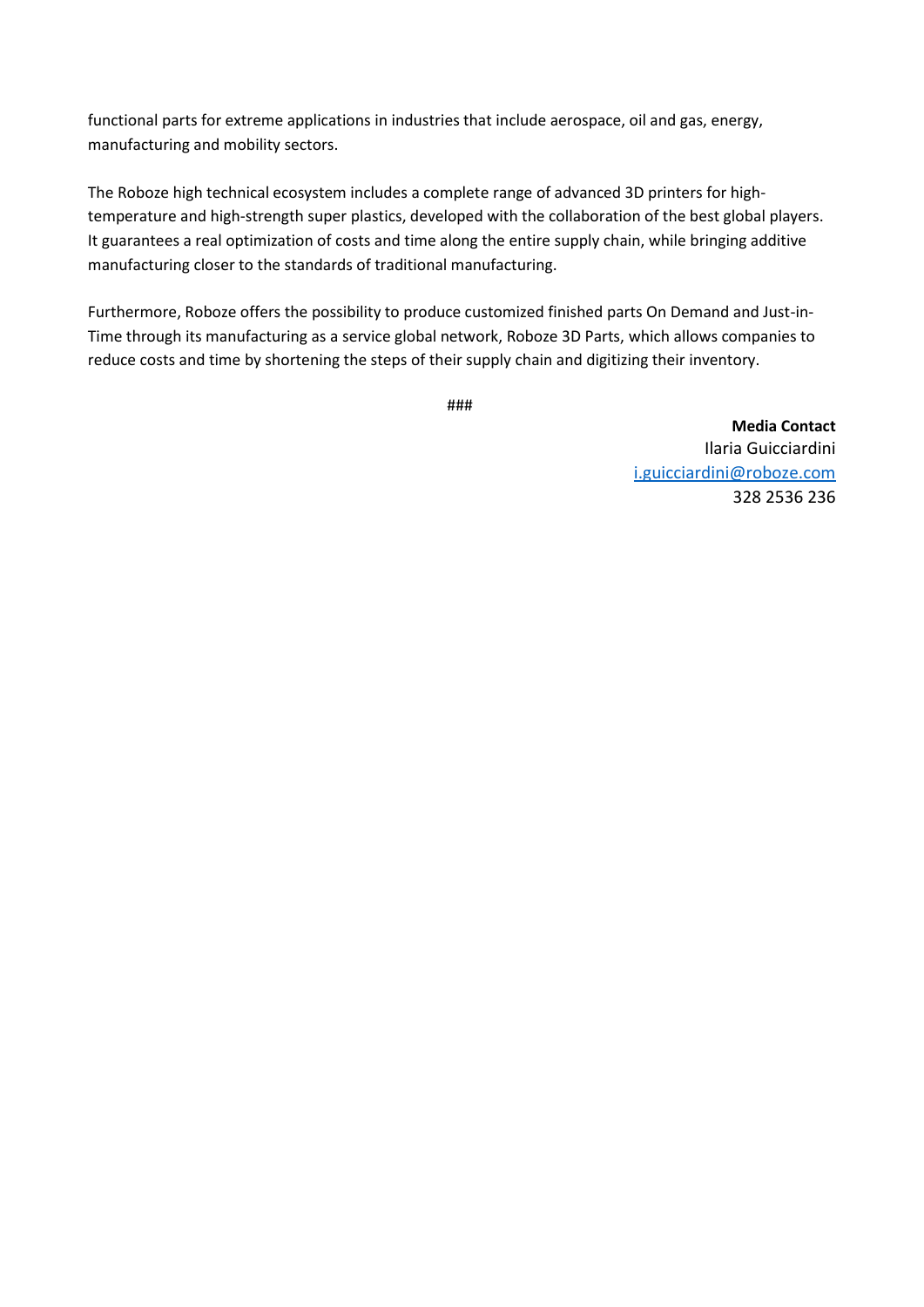functional parts for extreme applications in industries that include aerospace, oil and gas, energy, manufacturing and mobility sectors.

The Roboze high technical ecosystem includes a complete range of advanced 3D printers for high-temperature and high-strength super plastics, developed with the collaboration of the best global players. It guarantees a real optimization of costs and time along the entire supply chain, while bringing additive manufacturing closer to the standards of traditional manufacturing.

Furthermore, Roboze offers the possibility to produce customized finished parts On Demand and Just-in-Time through its manufacturing as a service global network, Roboze 3D Parts, which allows companies to reduce costs and time by shortening the steps of their supply chain and digitizing their inventory.

###

**Media Contact**
Ilaria Guicciardini
i.guicciardini@roboze.com
328 2536 236